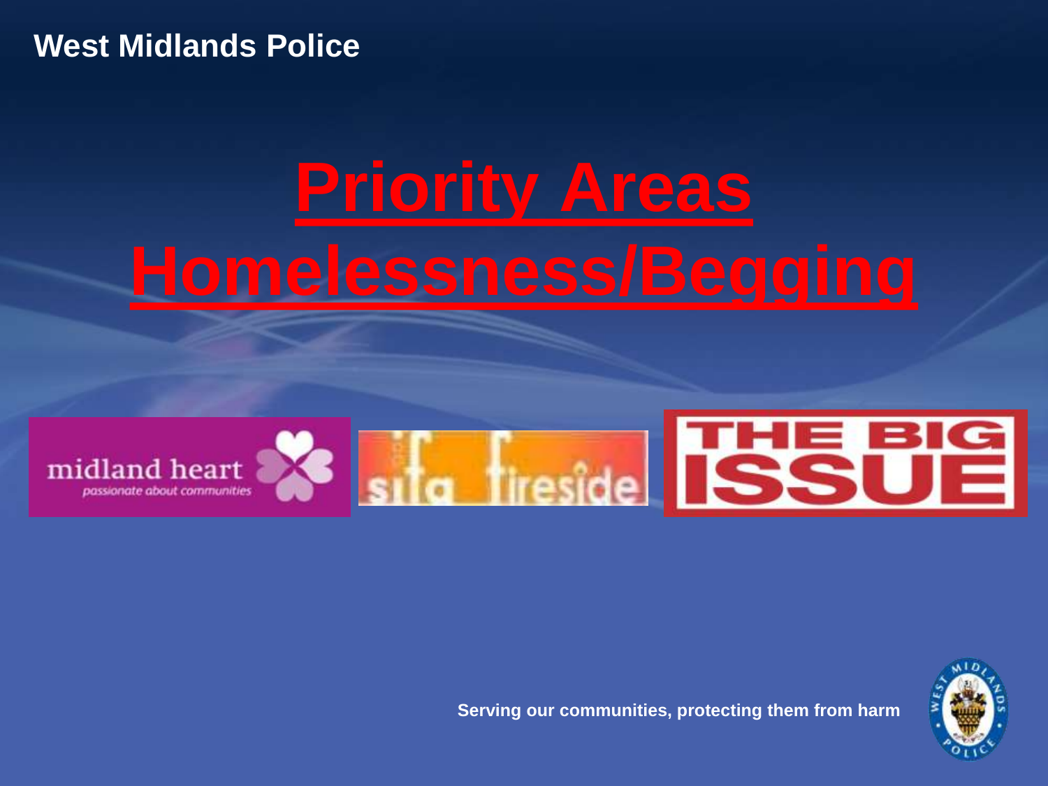West Midlands Police

# Priority Areas Homelessness/Begging

midland heart
*passionate about communities*

sifa fireside

THE BIG ISSUE

Serving our communities, protecting them from harm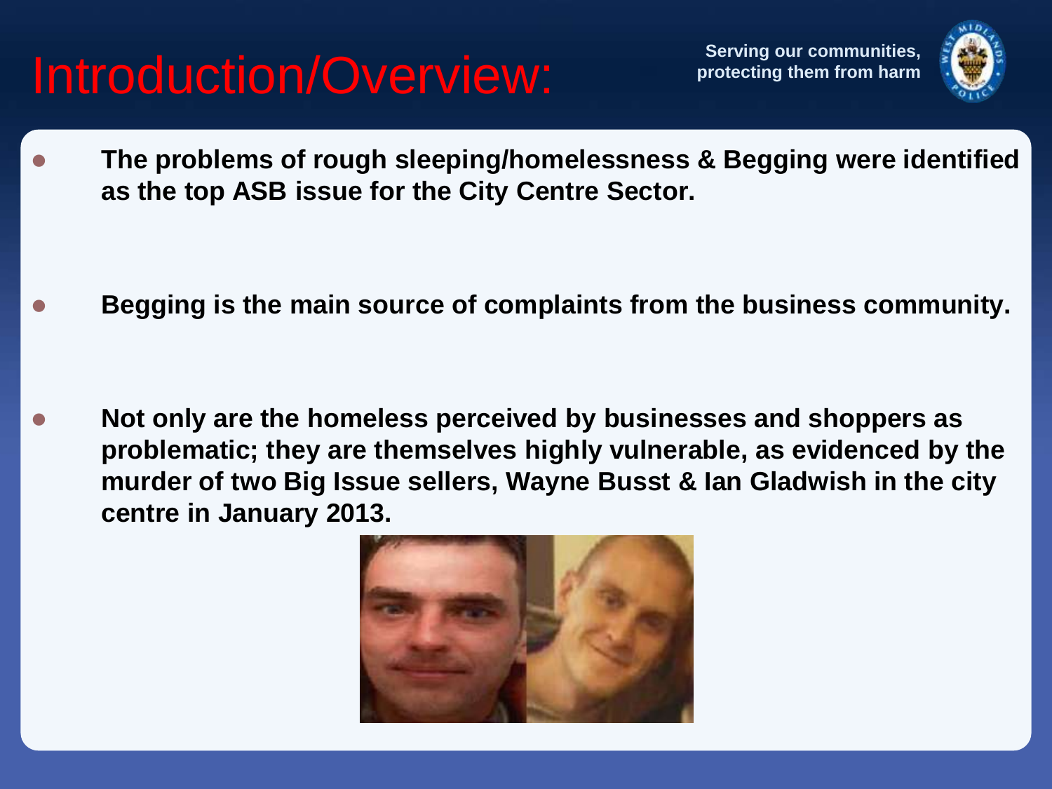# Introduction/Overview:

Serving our communities, protecting them from harm

- **The problems of rough sleeping/homelessness & Begging were identified as the top ASB issue for the City Centre Sector.**

- **Begging is the main source of complaints from the business community.**

- **Not only are the homeless perceived by businesses and shoppers as problematic; they are themselves highly vulnerable, as evidenced by the murder of two Big Issue sellers, Wayne Busst & Ian Gladwish in the city centre in January 2013.**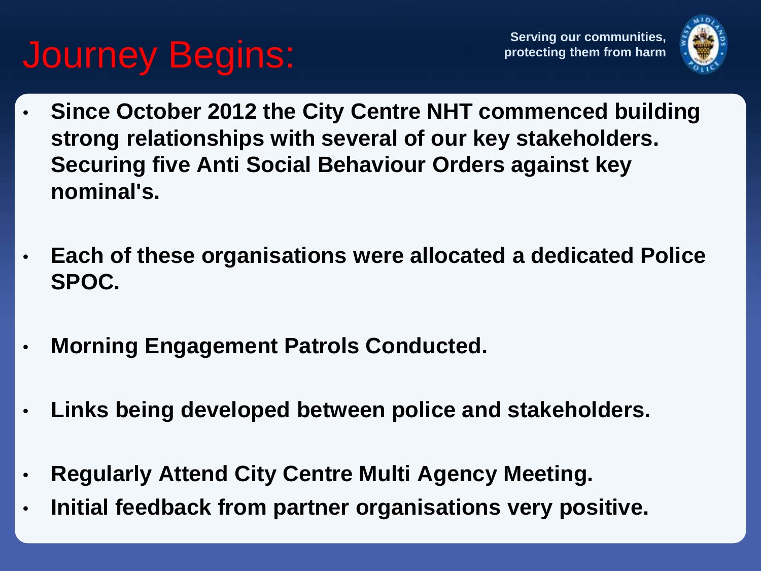# Journey Begins:

Serving our communities, protecting them from harm

- **Since October 2012 the City Centre NHT commenced building strong relationships with several of our key stakeholders. Securing five Anti Social Behaviour Orders against key nominal's.**
- **Each of these organisations were allocated a dedicated Police SPOC.**
- **Morning Engagement Patrols Conducted.**
- **Links being developed between police and stakeholders.**
- **Regularly Attend City Centre Multi Agency Meeting.**
- **Initial feedback from partner organisations very positive.**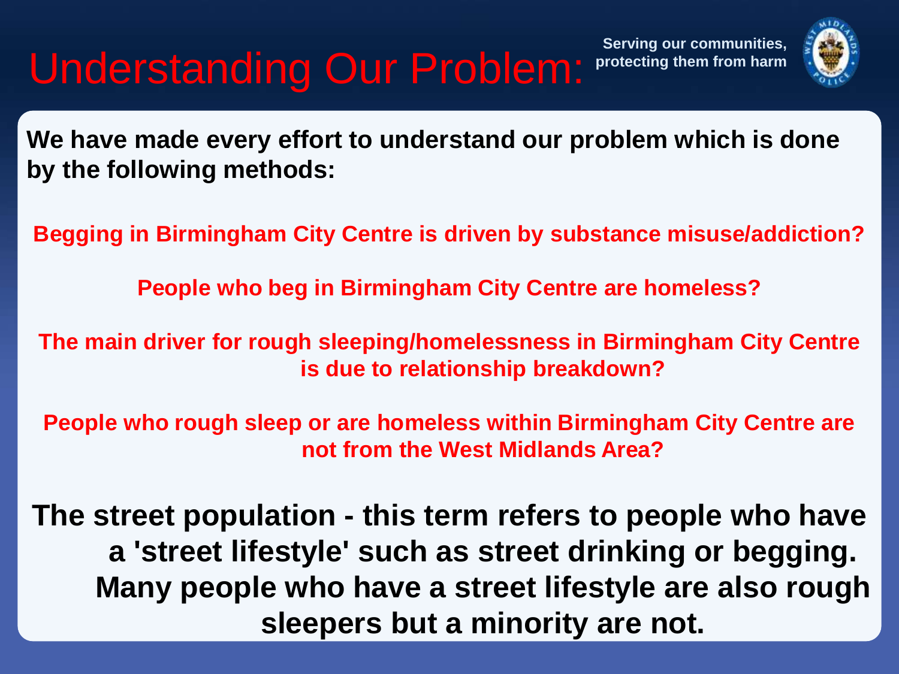# Understanding Our Problem:

Serving our communities, protecting them from harm

**We have made every effort to understand our problem which is done by the following methods:**

**Begging in Birmingham City Centre is driven by substance misuse/addiction?**

**People who beg in Birmingham City Centre are homeless?**

**The main driver for rough sleeping/homelessness in Birmingham City Centre is due to relationship breakdown?**

**People who rough sleep or are homeless within Birmingham City Centre are not from the West Midlands Area?**

**The street population - this term refers to people who have a 'street lifestyle' such as street drinking or begging. Many people who have a street lifestyle are also rough sleepers but a minority are not.**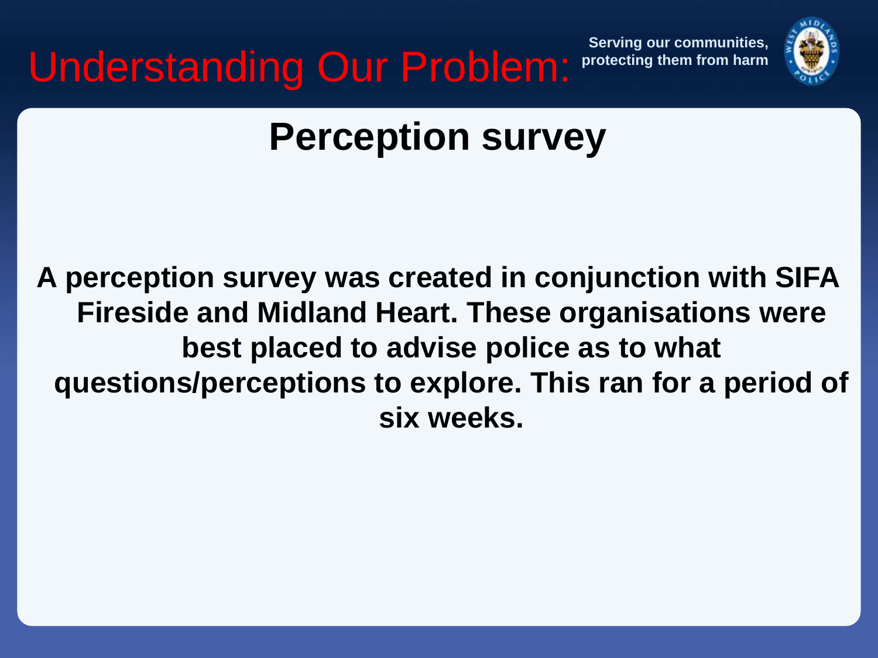# Understanding Our Problem:

Serving our communities, protecting them from harm

## Perception survey

**A perception survey was created in conjunction with SIFA Fireside and Midland Heart. These organisations were best placed to advise police as to what questions/perceptions to explore. This ran for a period of six weeks.**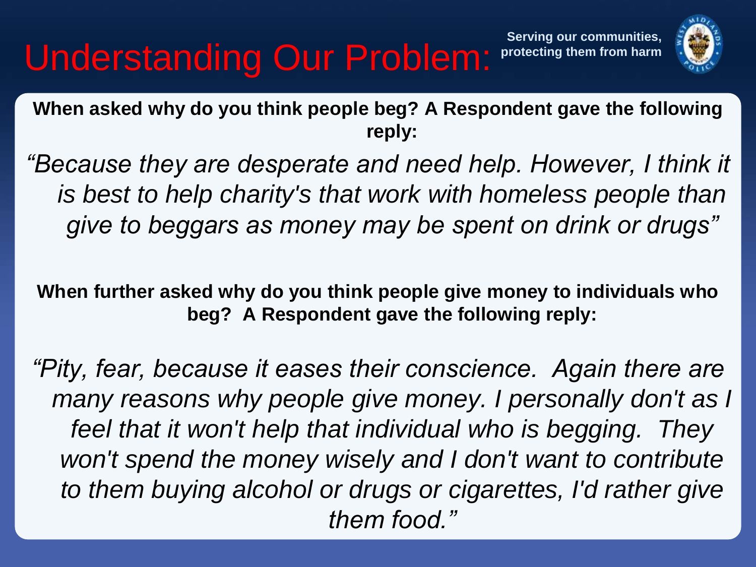# Understanding Our Problem:

Serving our communities, protecting them from harm

**When asked why do you think people beg? A Respondent gave the following reply:**

*"Because they are desperate and need help. However, I think it is best to help charity's that work with homeless people than give to beggars as money may be spent on drink or drugs"*

**When further asked why do you think people give money to individuals who beg? A Respondent gave the following reply:**

*"Pity, fear, because it eases their conscience. Again there are many reasons why people give money. I personally don't as I feel that it won't help that individual who is begging. They won't spend the money wisely and I don't want to contribute to them buying alcohol or drugs or cigarettes, I'd rather give them food."*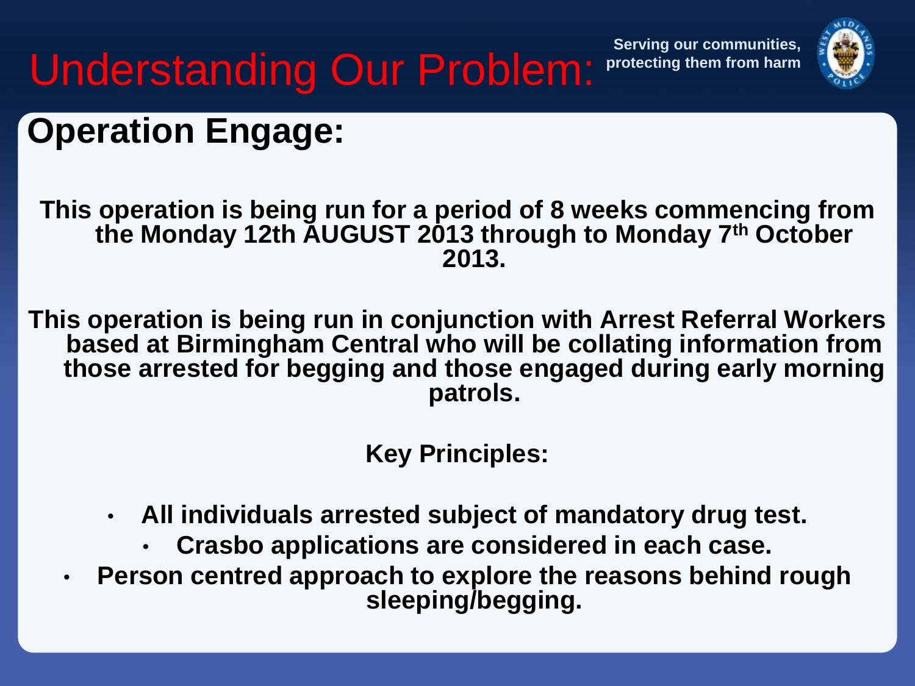# Understanding Our Problem:

Serving our communities, protecting them from harm

## Operation Engage:

**This operation is being run for a period of 8 weeks commencing from the Monday 12th AUGUST 2013 through to Monday 7th October 2013.**

**This operation is being run in conjunction with Arrest Referral Workers based at Birmingham Central who will be collating information from those arrested for begging and those engaged during early morning patrols.**

**Key Principles:**

- **All individuals arrested subject of mandatory drug test.**
- **Crasbo applications are considered in each case.**
- **Person centred approach to explore the reasons behind rough sleeping/begging.**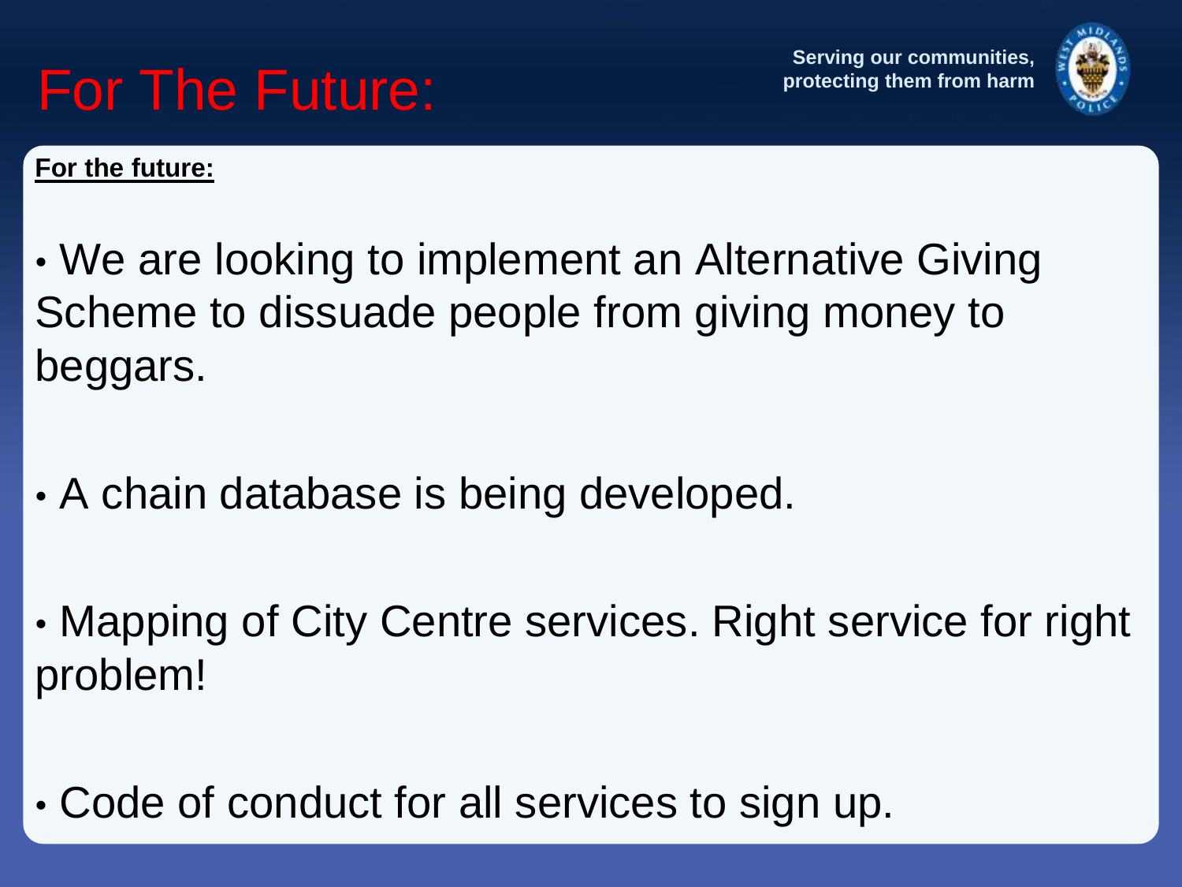# For The Future:

Serving our communities, protecting them from harm

**For the future:**

- We are looking to implement an Alternative Giving Scheme to dissuade people from giving money to beggars.

- A chain database is being developed.

- Mapping of City Centre services. Right service for right problem!

- Code of conduct for all services to sign up.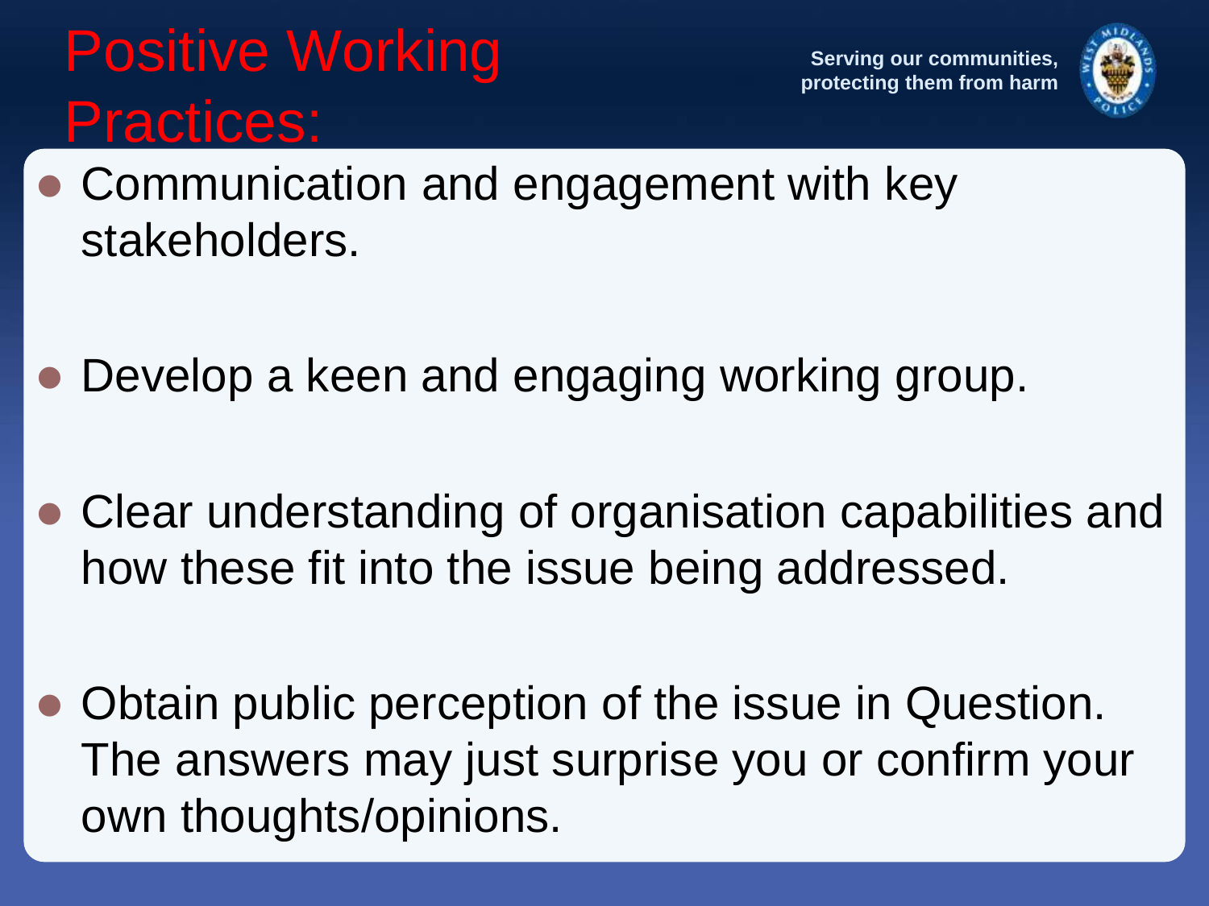# Positive Working Practices:

Serving our communities, protecting them from harm

- Communication and engagement with key stakeholders.
- Develop a keen and engaging working group.
- Clear understanding of organisation capabilities and how these fit into the issue being addressed.
- Obtain public perception of the issue in Question. The answers may just surprise you or confirm your own thoughts/opinions.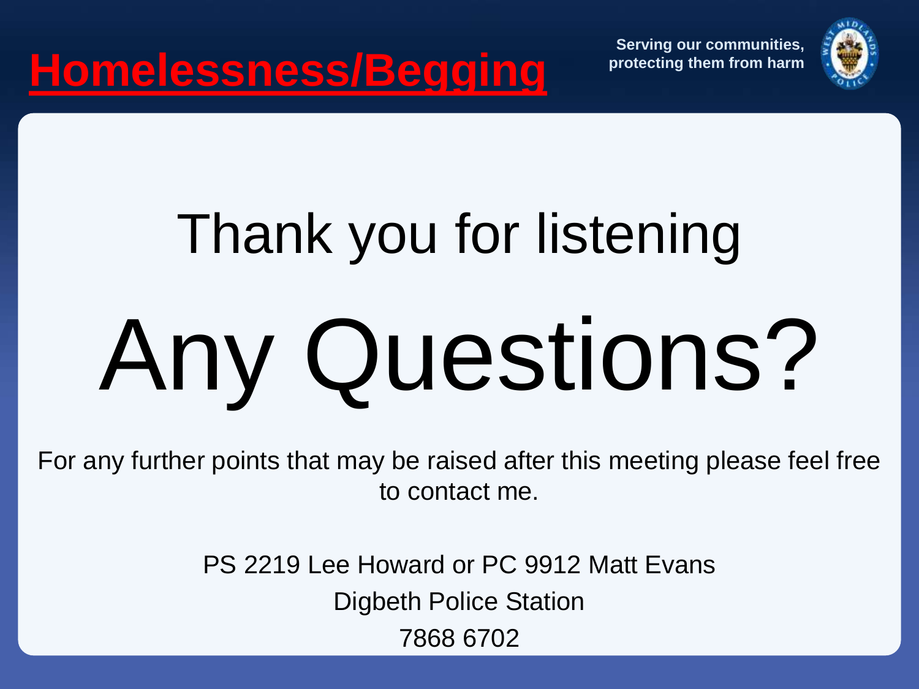# Homelessness/Begging

Serving our communities, protecting them from harm

Thank you for listening

# Any Questions?

For any further points that may be raised after this meeting please feel free to contact me.

PS 2219 Lee Howard or PC 9912 Matt Evans

Digbeth Police Station

7868 6702